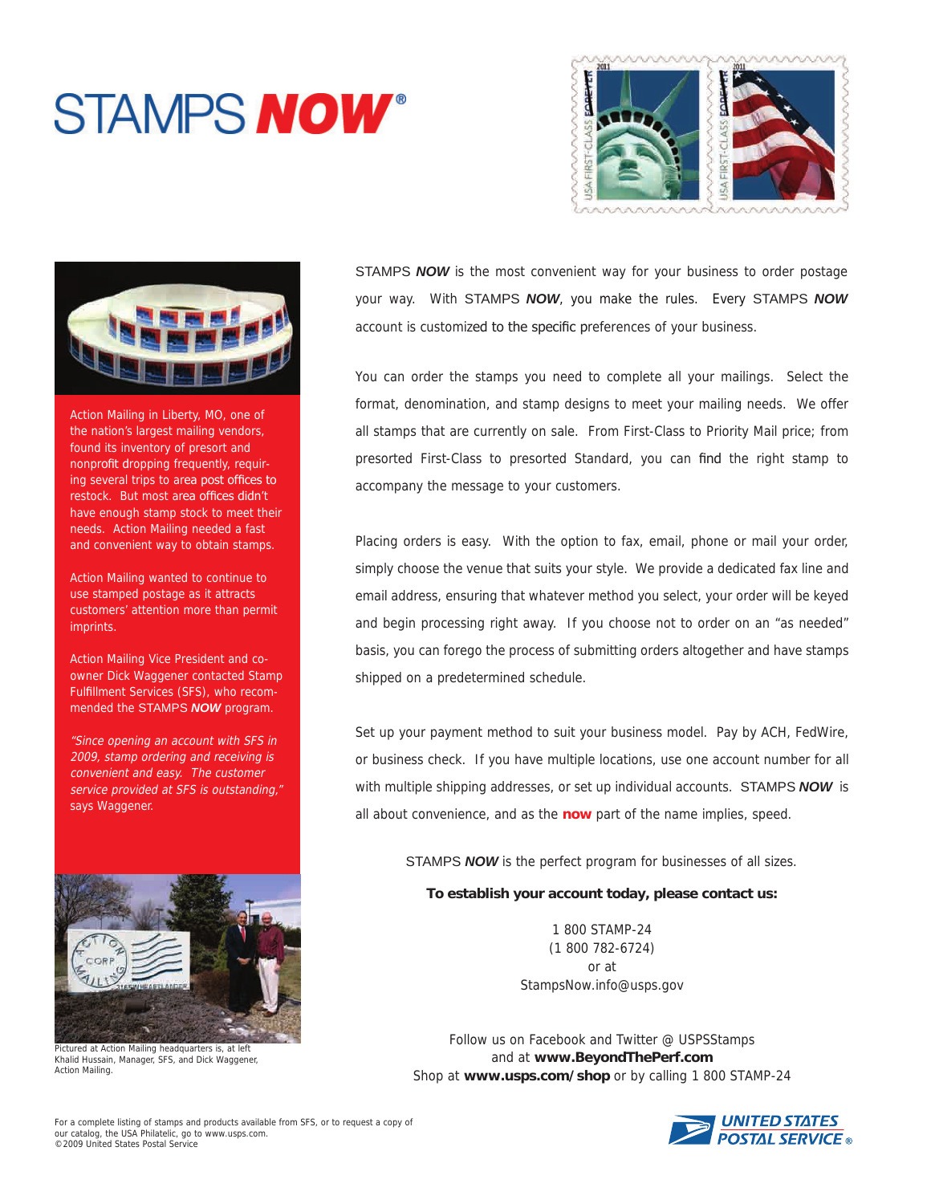# STAMPS *NOW*®

Action Mailing in Liberty, MO, one of the nation's largest mailing vendors, found its inventory of presort and nonprofit dropping frequently, requiring several trips to area post offices to restock. But most area offices didn't have enough stamp stock to meet their needs. Action Mailing needed a fast and convenient way to obtain stamps.

Action Mailing wanted to continue to use stamped postage as it attracts customers' attention more than permit imprints.

Action Mailing Vice President and co-owner Dick Waggener contacted Stamp Fulfillment Services (SFS), who recommended the STAMPS ***NOW*** program.

*"Since opening an account with SFS in 2009, stamp ordering and receiving is convenient and easy. The customer service provided at SFS is outstanding,"* says Waggener.

Pictured at Action Mailing headquarters is, at left Khalid Hussain, Manager, SFS, and Dick Waggener, Action Mailing.

STAMPS ***NOW*** is the most convenient way for your business to order postage your way. With STAMPS ***NOW***, you make the rules. Every STAMPS ***NOW*** account is customized to the specific preferences of your business.

You can order the stamps you need to complete all your mailings. Select the format, denomination, and stamp designs to meet your mailing needs. We offer all stamps that are currently on sale. From First-Class to Priority Mail price; from presorted First-Class to presorted Standard, you can find the right stamp to accompany the message to your customers.

Placing orders is easy. With the option to fax, email, phone or mail your order, simply choose the venue that suits your style. We provide a dedicated fax line and email address, ensuring that whatever method you select, your order will be keyed and begin processing right away. If you choose not to order on an "as needed" basis, you can forego the process of submitting orders altogether and have stamps shipped on a predetermined schedule.

Set up your payment method to suit your business model. Pay by ACH, FedWire, or business check. If you have multiple locations, use one account number for all with multiple shipping addresses, or set up individual accounts. STAMPS ***NOW*** is all about convenience, and as the **now** part of the name implies, speed.

STAMPS ***NOW*** is the perfect program for businesses of all sizes.

**To establish your account today, please contact us:**

1 800 STAMP-24
(1 800 782-6724)
or at
StampsNow.info@usps.gov

Follow us on Facebook and Twitter @ USPSStamps
and at **www.BeyondThePerf.com**
Shop at **www.usps.com/shop** or by calling 1 800 STAMP-24

For a complete listing of stamps and products available from SFS, or to request a copy of our catalog, the USA Philatelic, go to www.usps.com.
©2009 United States Postal Service

UNITED STATES POSTAL SERVICE®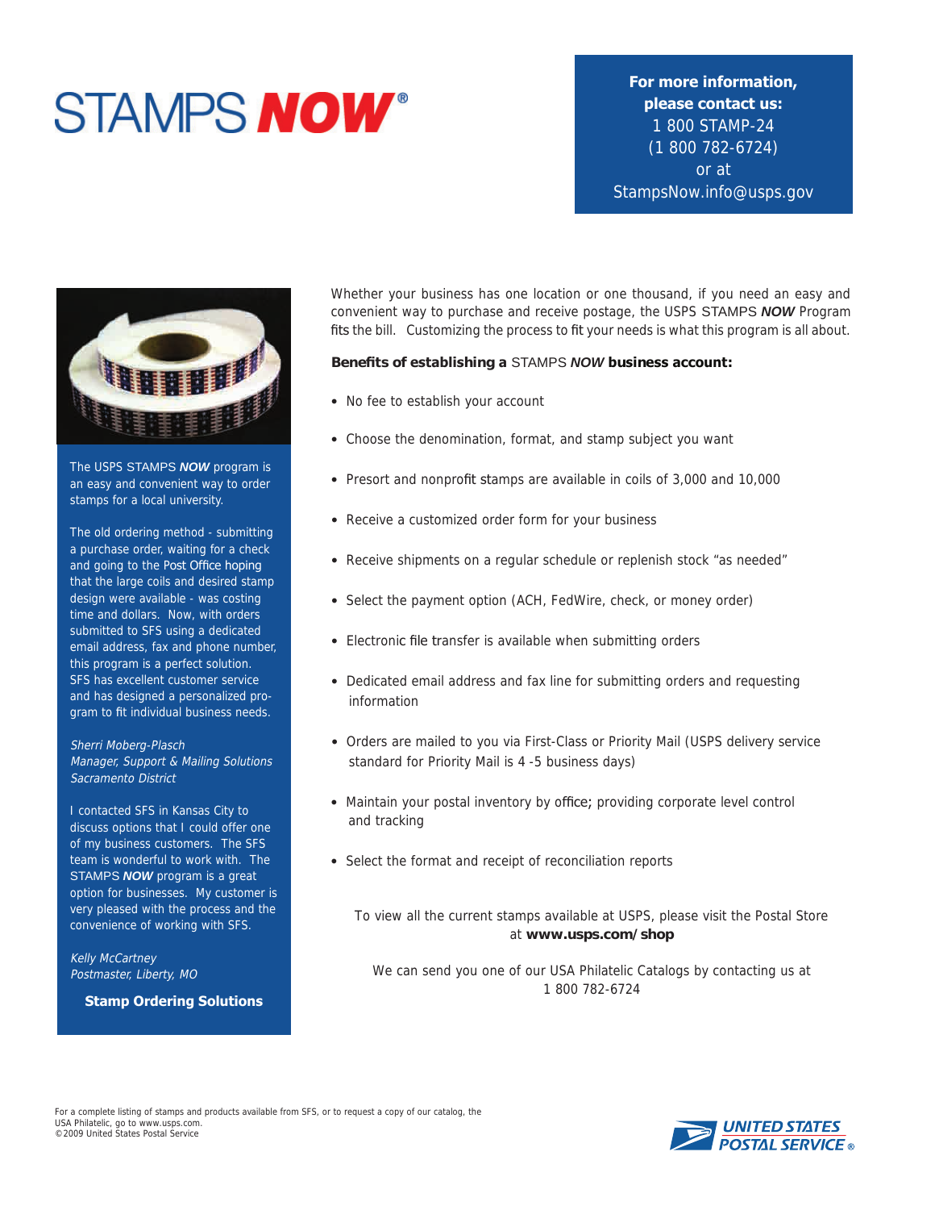# STAMPS *NOW*®

**For more information, please contact us:**
1 800 STAMP-24
(1 800 782-6724)
or at
StampsNow.info@usps.gov

Whether your business has one location or one thousand, if you need an easy and convenient way to purchase and receive postage, the USPS STAMPS ***NOW*** Program fits the bill. Customizing the process to fit your needs is what this program is all about.

**Benefits of establishing a** STAMPS ***NOW*** **business account:**

- No fee to establish your account
- Choose the denomination, format, and stamp subject you want
- Presort and nonprofit stamps are available in coils of 3,000 and 10,000
- Receive a customized order form for your business
- Receive shipments on a regular schedule or replenish stock "as needed"
- Select the payment option (ACH, FedWire, check, or money order)
- Electronic file transfer is available when submitting orders
- Dedicated email address and fax line for submitting orders and requesting information
- Orders are mailed to you via First-Class or Priority Mail (USPS delivery service standard for Priority Mail is 4 -5 business days)
- Maintain your postal inventory by office; providing corporate level control and tracking
- Select the format and receipt of reconciliation reports

To view all the current stamps available at USPS, please visit the Postal Store at **www.usps.com/shop**

We can send you one of our USA Philatelic Catalogs by contacting us at 1 800 782-6724

The USPS STAMPS ***NOW*** program is an easy and convenient way to order stamps for a local university.

The old ordering method - submitting a purchase order, waiting for a check and going to the Post Office hoping that the large coils and desired stamp design were available - was costing time and dollars. Now, with orders submitted to SFS using a dedicated email address, fax and phone number, this program is a perfect solution. SFS has excellent customer service and has designed a personalized program to fit individual business needs.

*Sherri Moberg-Plasch*
*Manager, Support & Mailing Solutions*
*Sacramento District*

I contacted SFS in Kansas City to discuss options that I could offer one of my business customers. The SFS team is wonderful to work with. The STAMPS ***NOW*** program is a great option for businesses. My customer is very pleased with the process and the convenience of working with SFS.

*Kelly McCartney*
*Postmaster, Liberty, MO*

**Stamp Ordering Solutions**

For a complete listing of stamps and products available from SFS, or to request a copy of our catalog, the USA Philatelic, go to www.usps.com.
©2009 United States Postal Service

UNITED STATES POSTAL SERVICE®